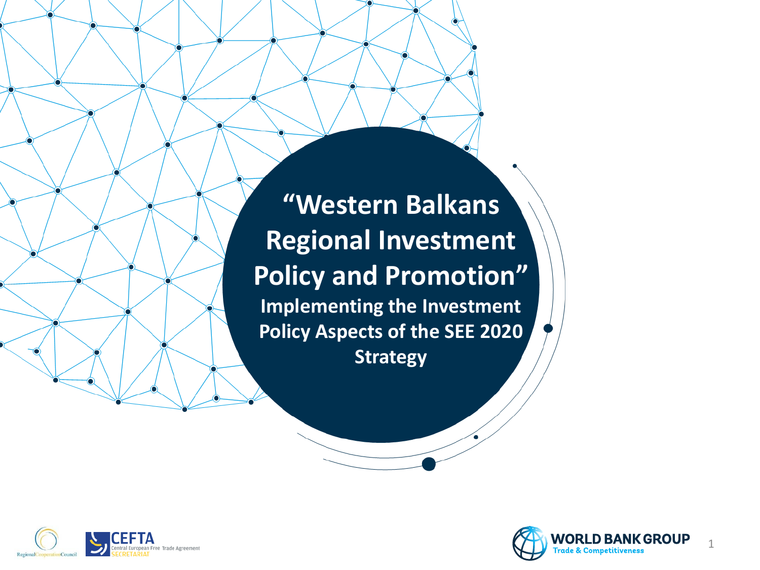# "Western Balkans Regional Investment Policy and Promotion"

## Implementing the Investment Policy Aspects of the SEE 2020 Strategy

Regional Cooperation Council

CEFTA Central European Free Trade Agreement SECRETARIAT

WORLD BANK GROUP Trade & Competitiveness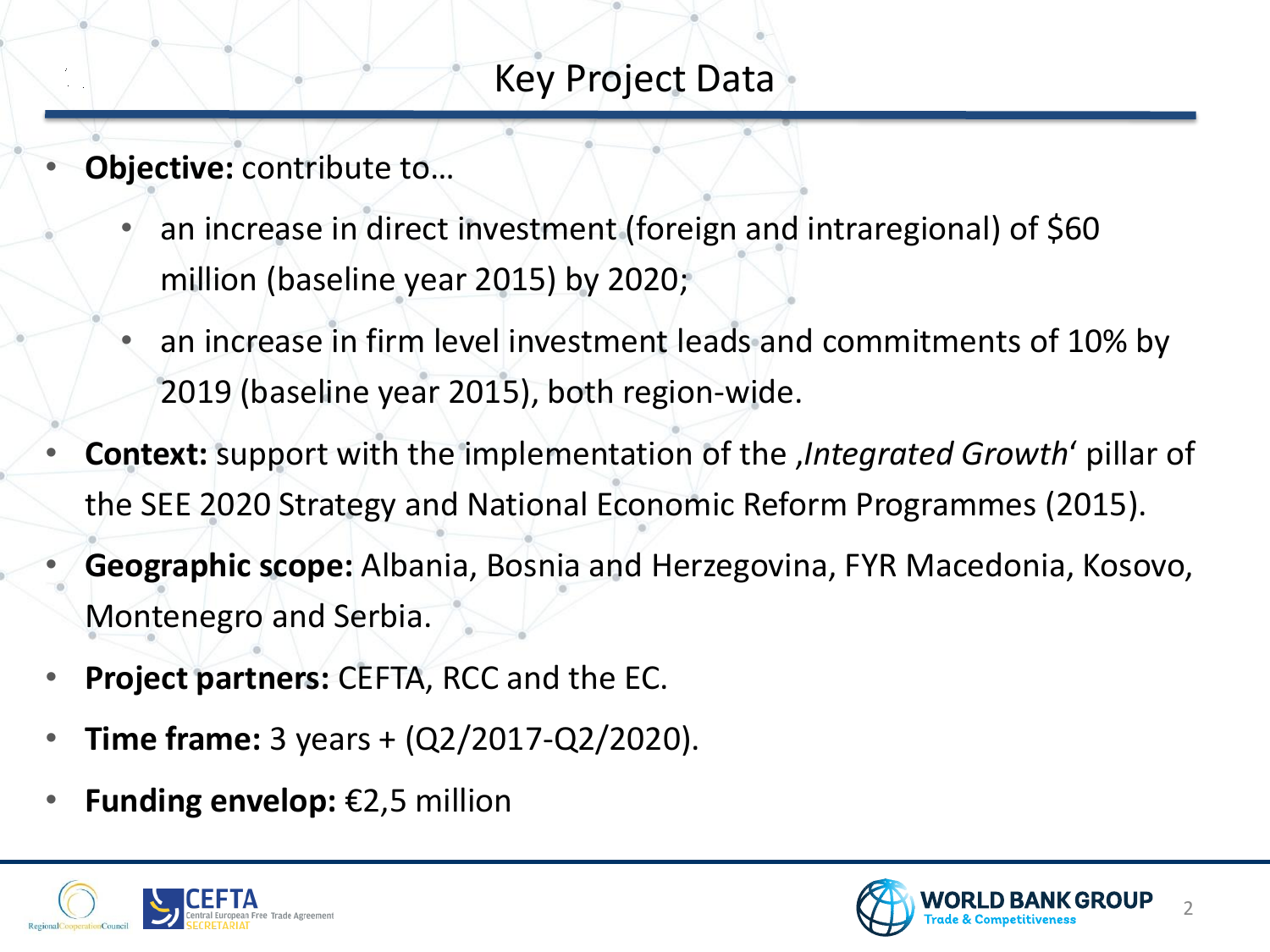# Key Project Data

- **Objective:** contribute to…
  - an increase in direct investment (foreign and intraregional) of $60 million (baseline year 2015) by 2020;
  - an increase in firm level investment leads and commitments of 10% by 2019 (baseline year 2015), both region-wide.
- **Context:** support with the implementation of the ‚*Integrated Growth*‘ pillar of the SEE 2020 Strategy and National Economic Reform Programmes (2015).
- **Geographic scope:** Albania, Bosnia and Herzegovina, FYR Macedonia, Kosovo, Montenegro and Serbia.
- **Project partners:** CEFTA, RCC and the EC.
- **Time frame:** 3 years + (Q2/2017-Q2/2020).
- **Funding envelop:** €2,5 million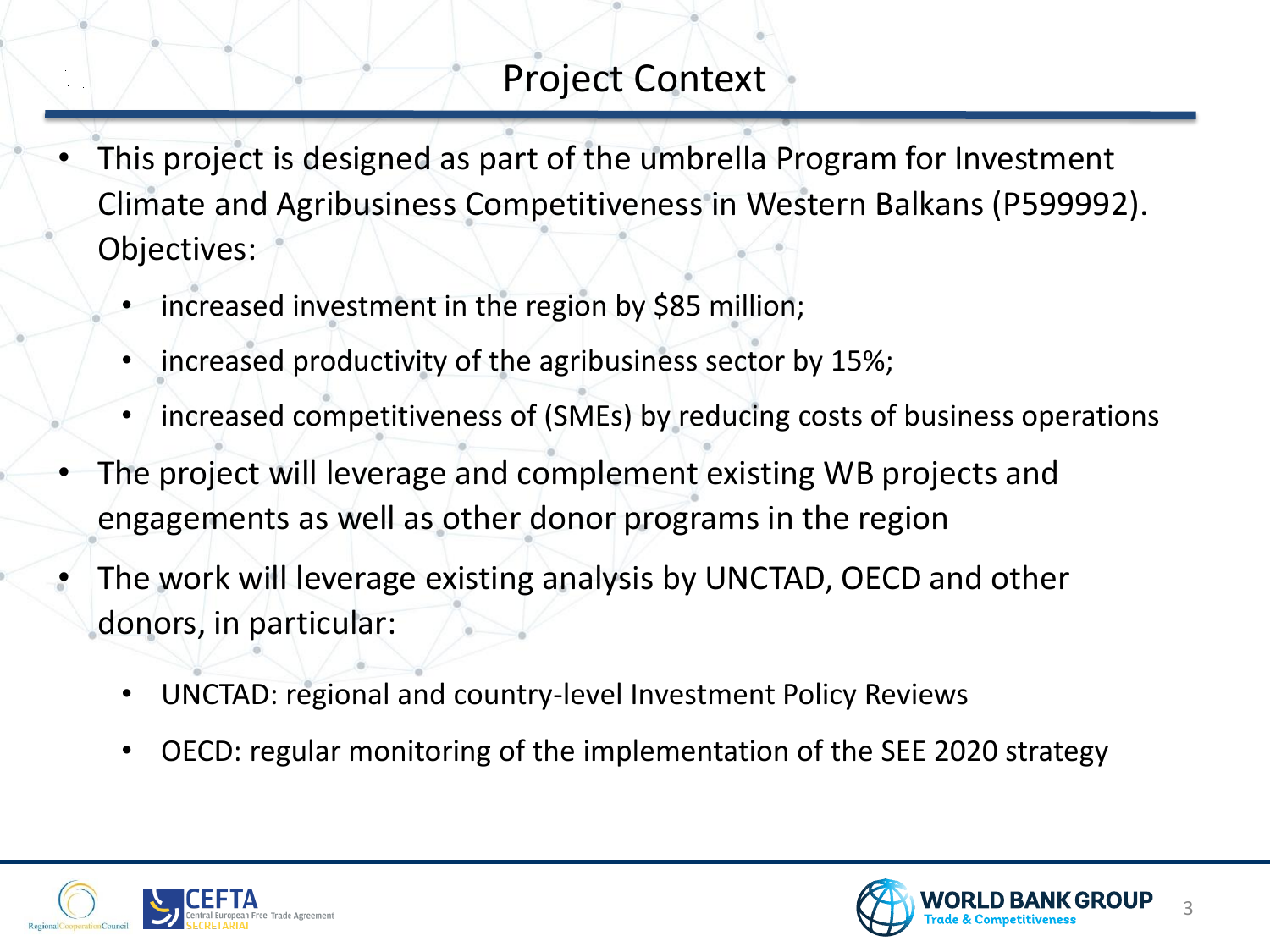# Project Context

- This project is designed as part of the umbrella Program for Investment Climate and Agribusiness Competitiveness in Western Balkans (P599992). Objectives:
  - increased investment in the region by $85 million;
  - increased productivity of the agribusiness sector by 15%;
  - increased competitiveness of (SMEs) by reducing costs of business operations
- The project will leverage and complement existing WB projects and engagements as well as other donor programs in the region
- The work will leverage existing analysis by UNCTAD, OECD and other donors, in particular:
  - UNCTAD: regional and country-level Investment Policy Reviews
  - OECD: regular monitoring of the implementation of the SEE 2020 strategy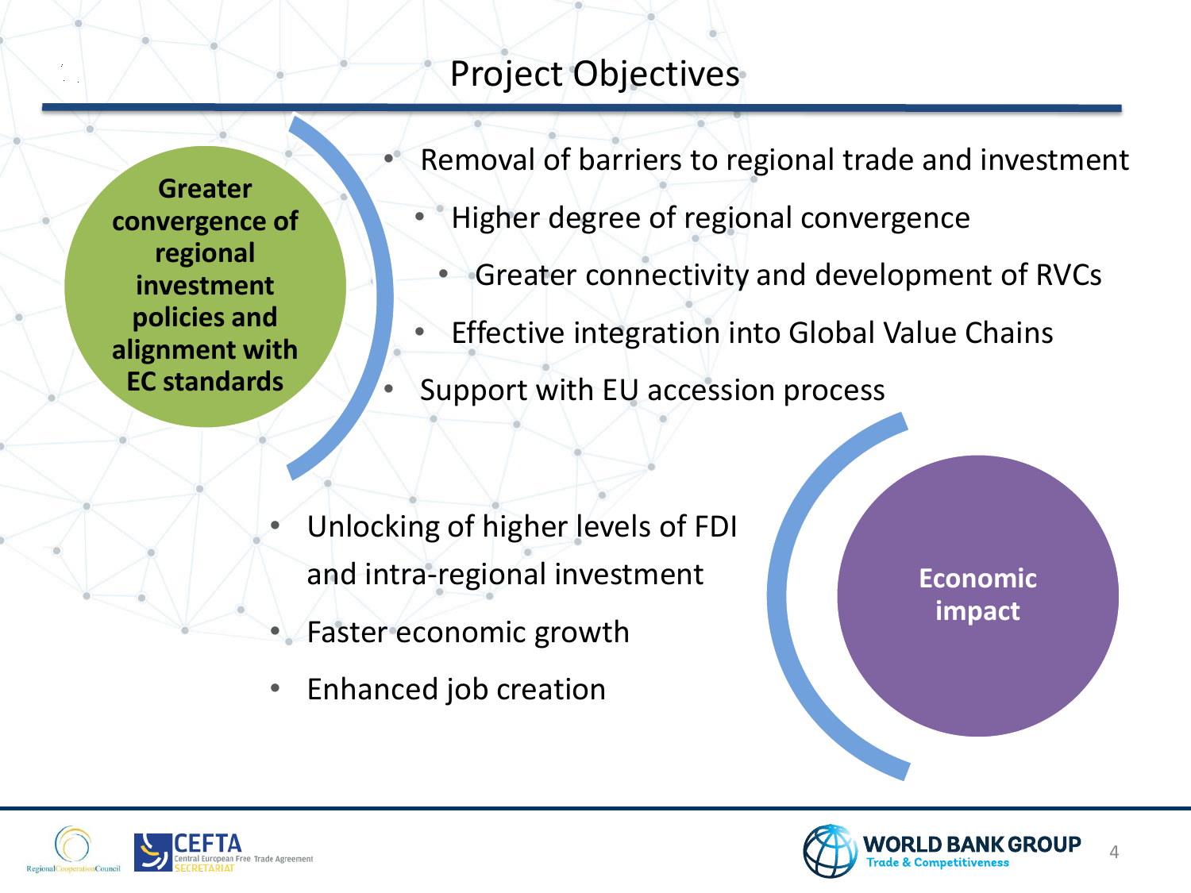# Project Objectives

**Greater convergence of regional investment policies and alignment with EC standards**

- Removal of barriers to regional trade and investment
  - Higher degree of regional convergence
    - Greater connectivity and development of RVCs
  - Effective integration into Global Value Chains
- Support with EU accession process

**Economic impact**

- Unlocking of higher levels of FDI and intra-regional investment
- Faster economic growth
- Enhanced job creation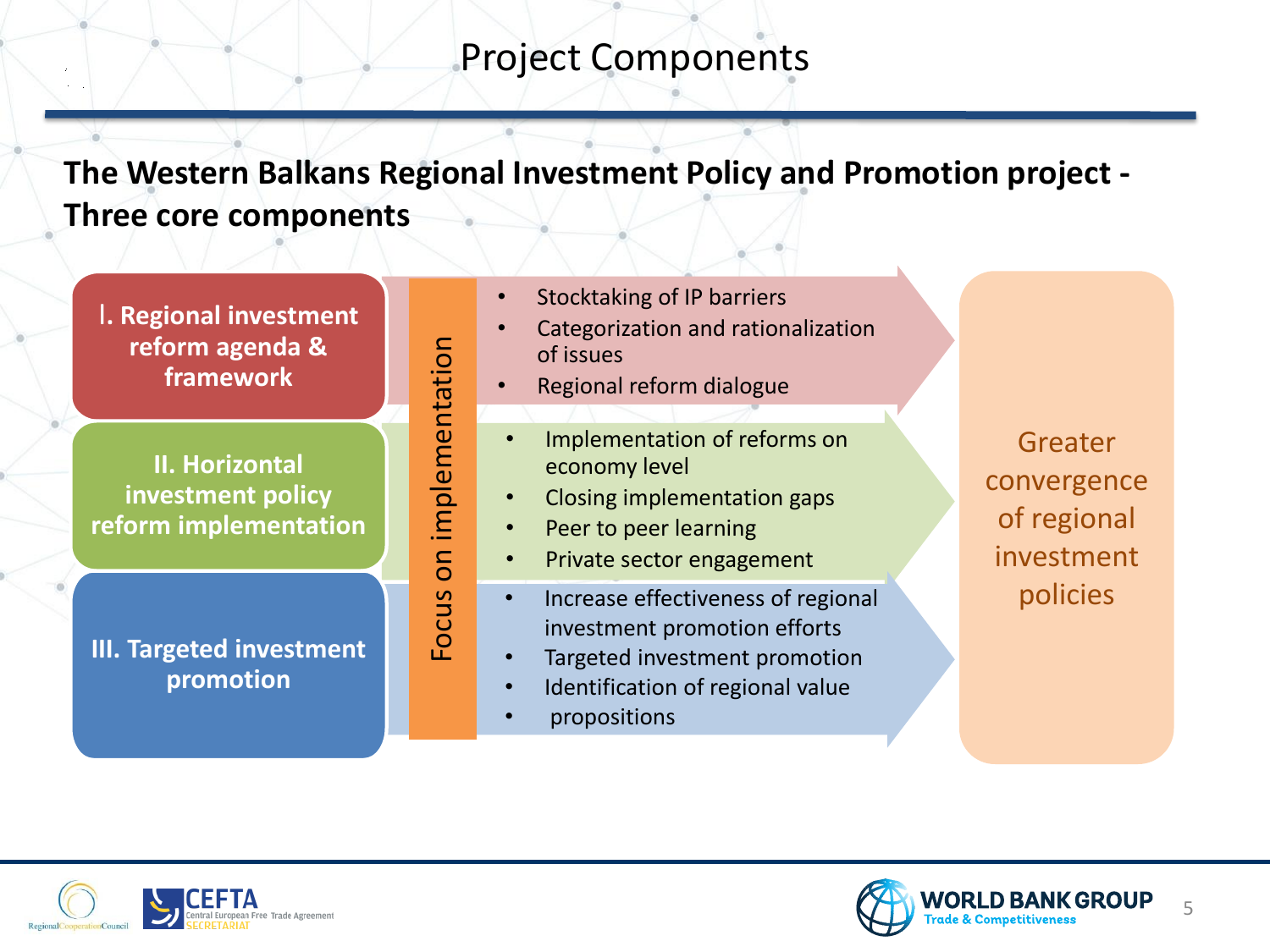# Project Components

**The Western Balkans Regional Investment Policy and Promotion project - Three core components**

**I. Regional investment reform agenda & framework**

- Stocktaking of IP barriers
- Categorization and rationalization of issues
- Regional reform dialogue

**II. Horizontal investment policy reform implementation**

- Implementation of reforms on economy level
- Closing implementation gaps
- Peer to peer learning
- Private sector engagement

**III. Targeted investment promotion**

- Increase effectiveness of regional investment promotion efforts
- Targeted investment promotion
- Identification of regional value
- propositions

Focus on implementation

Greater convergence of regional investment policies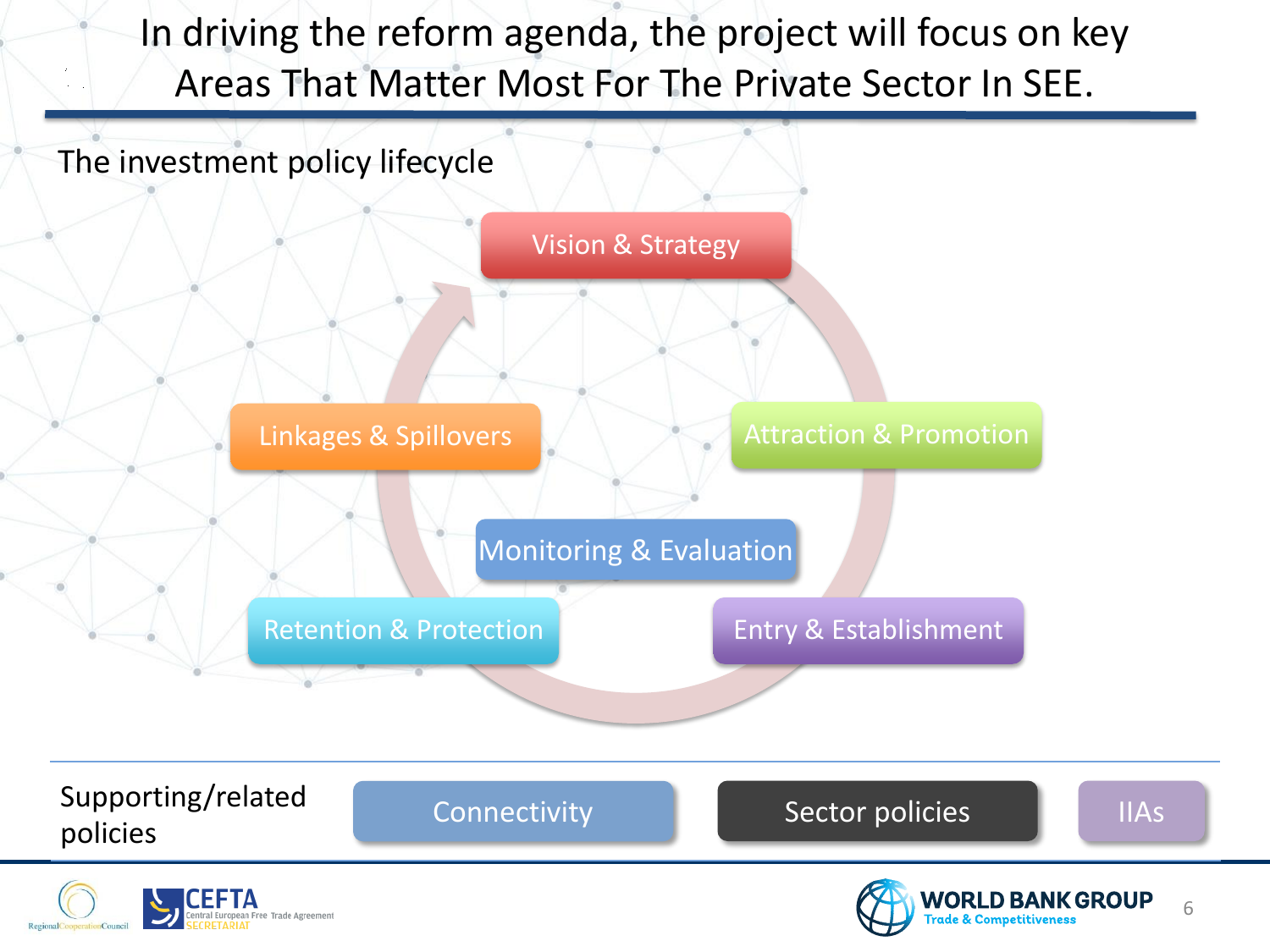# In driving the reform agenda, the project will focus on key Areas That Matter Most For The Private Sector In SEE.

The investment policy lifecycle

- Vision & Strategy
- Attraction & Promotion
- Entry & Establishment
- Retention & Protection
- Linkages & Spillovers
- Monitoring & Evaluation

Supporting/related policies

- Connectivity
- Sector policies
- IIAs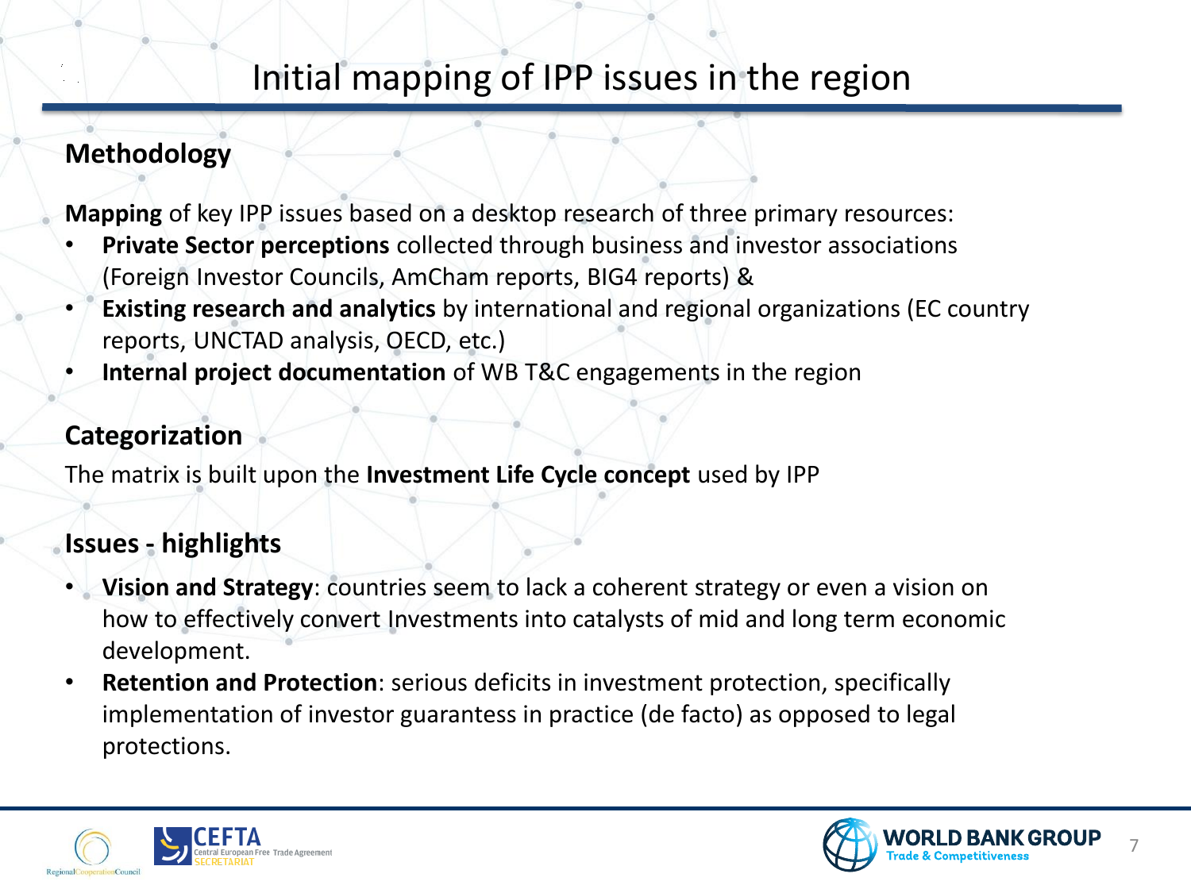# Initial mapping of IPP issues in the region

## Methodology

**Mapping** of key IPP issues based on a desktop research of three primary resources:

- **Private Sector perceptions** collected through business and investor associations (Foreign Investor Councils, AmCham reports, BIG4 reports) &
- **Existing research and analytics** by international and regional organizations (EC country reports, UNCTAD analysis, OECD, etc.)
- **Internal project documentation** of WB T&C engagements in the region

## Categorization

The matrix is built upon the **Investment Life Cycle concept** used by IPP

## Issues - highlights

- **Vision and Strategy**: countries seem to lack a coherent strategy or even a vision on how to effectively convert Investments into catalysts of mid and long term economic development.
- **Retention and Protection**: serious deficits in investment protection, specifically implementation of investor guarantess in practice (de facto) as opposed to legal protections.